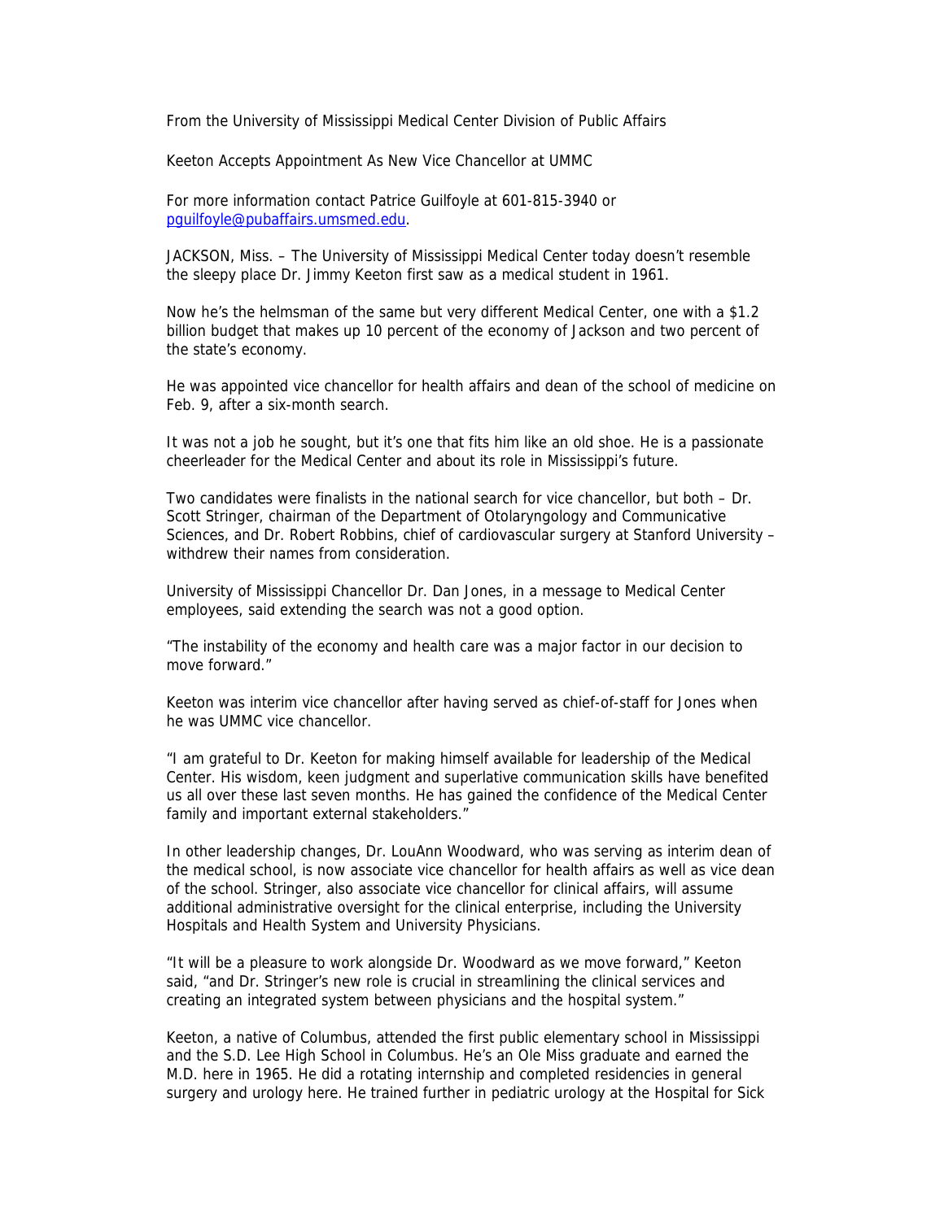From the University of Mississippi Medical Center Division of Public Affairs

# Keeton Accepts Appointment As New Vice Chancellor at UMMC

For more information contact Patrice Guilfoyle at 601-815-3940 or [pguilfoyle@pubaffairs.umsmed.edu](mailto:pguilfoyle@pubaffairs.umsmed.edu).

JACKSON, Miss. – The University of Mississippi Medical Center today doesn't resemble the sleepy place Dr. Jimmy Keeton first saw as a medical student in 1961.

Now he's the helmsman of the same but very different Medical Center, one with a $1.2 billion budget that makes up 10 percent of the economy of Jackson and two percent of the state's economy.

He was appointed vice chancellor for health affairs and dean of the school of medicine on Feb. 9, after a six-month search.

It was not a job he sought, but it's one that fits him like an old shoe. He is a passionate cheerleader for the Medical Center and about its role in Mississippi's future.

Two candidates were finalists in the national search for vice chancellor, but both – Dr. Scott Stringer, chairman of the Department of Otolaryngology and Communicative Sciences, and Dr. Robert Robbins, chief of cardiovascular surgery at Stanford University – withdrew their names from consideration.

University of Mississippi Chancellor Dr. Dan Jones, in a message to Medical Center employees, said extending the search was not a good option.

"The instability of the economy and health care was a major factor in our decision to move forward."

Keeton was interim vice chancellor after having served as chief-of-staff for Jones when he was UMMC vice chancellor.

"I am grateful to Dr. Keeton for making himself available for leadership of the Medical Center. His wisdom, keen judgment and superlative communication skills have benefited us all over these last seven months. He has gained the confidence of the Medical Center family and important external stakeholders."

In other leadership changes, Dr. LouAnn Woodward, who was serving as interim dean of the medical school, is now associate vice chancellor for health affairs as well as vice dean of the school. Stringer, also associate vice chancellor for clinical affairs, will assume additional administrative oversight for the clinical enterprise, including the University Hospitals and Health System and University Physicians.

"It will be a pleasure to work alongside Dr. Woodward as we move forward," Keeton said, "and Dr. Stringer's new role is crucial in streamlining the clinical services and creating an integrated system between physicians and the hospital system."

Keeton, a native of Columbus, attended the first public elementary school in Mississippi and the S.D. Lee High School in Columbus. He's an Ole Miss graduate and earned the M.D. here in 1965. He did a rotating internship and completed residencies in general surgery and urology here. He trained further in pediatric urology at the Hospital for Sick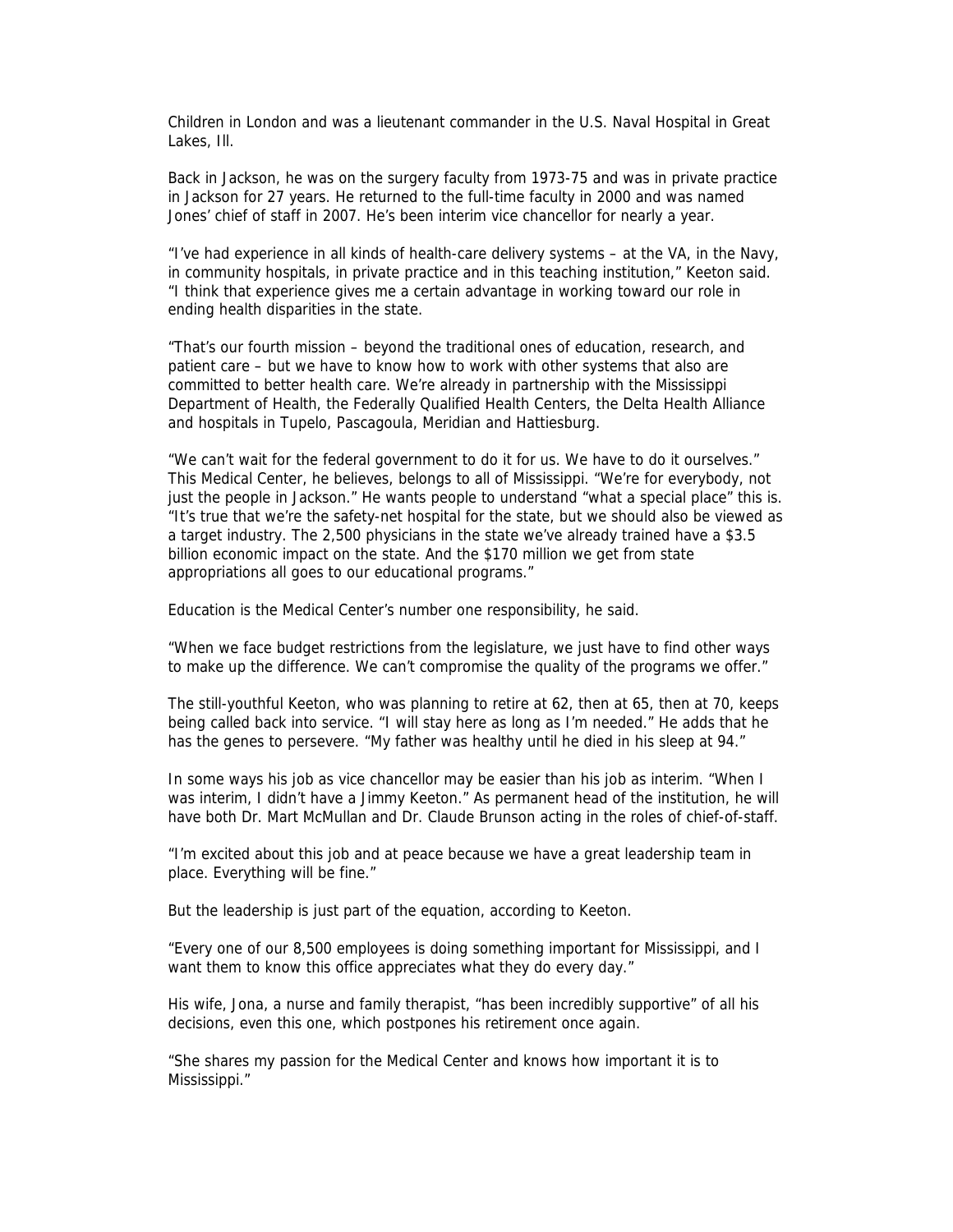Children in London and was a lieutenant commander in the U.S. Naval Hospital in Great Lakes, Ill.

Back in Jackson, he was on the surgery faculty from 1973-75 and was in private practice in Jackson for 27 years. He returned to the full-time faculty in 2000 and was named Jones' chief of staff in 2007. He's been interim vice chancellor for nearly a year.

"I've had experience in all kinds of health-care delivery systems – at the VA, in the Navy, in community hospitals, in private practice and in this teaching institution," Keeton said. "I think that experience gives me a certain advantage in working toward our role in ending health disparities in the state.

"That's our fourth mission – beyond the traditional ones of education, research, and patient care – but we have to know how to work with other systems that also are committed to better health care. We're already in partnership with the Mississippi Department of Health, the Federally Qualified Health Centers, the Delta Health Alliance and hospitals in Tupelo, Pascagoula, Meridian and Hattiesburg.

"We can't wait for the federal government to do it for us. We have to do it ourselves." This Medical Center, he believes, belongs to all of Mississippi. "We're for everybody, not just the people in Jackson." He wants people to understand "what a special place" this is. "It's true that we're the safety-net hospital for the state, but we should also be viewed as a target industry. The 2,500 physicians in the state we've already trained have a $3.5 billion economic impact on the state. And the $170 million we get from state appropriations all goes to our educational programs."

Education is the Medical Center's number one responsibility, he said.

"When we face budget restrictions from the legislature, we just have to find other ways to make up the difference. We can't compromise the quality of the programs we offer."

The still-youthful Keeton, who was planning to retire at 62, then at 65, then at 70, keeps being called back into service. "I will stay here as long as I'm needed." He adds that he has the genes to persevere. "My father was healthy until he died in his sleep at 94."

In some ways his job as vice chancellor may be easier than his job as interim. "When I was interim, I didn't have a Jimmy Keeton." As permanent head of the institution, he will have both Dr. Mart McMullan and Dr. Claude Brunson acting in the roles of chief-of-staff.

"I'm excited about this job and at peace because we have a great leadership team in place. Everything will be fine."

But the leadership is just part of the equation, according to Keeton.

"Every one of our 8,500 employees is doing something important for Mississippi, and I want them to know this office appreciates what they do every day."

His wife, Jona, a nurse and family therapist, "has been incredibly supportive" of all his decisions, even this one, which postpones his retirement once again.

"She shares my passion for the Medical Center and knows how important it is to Mississippi."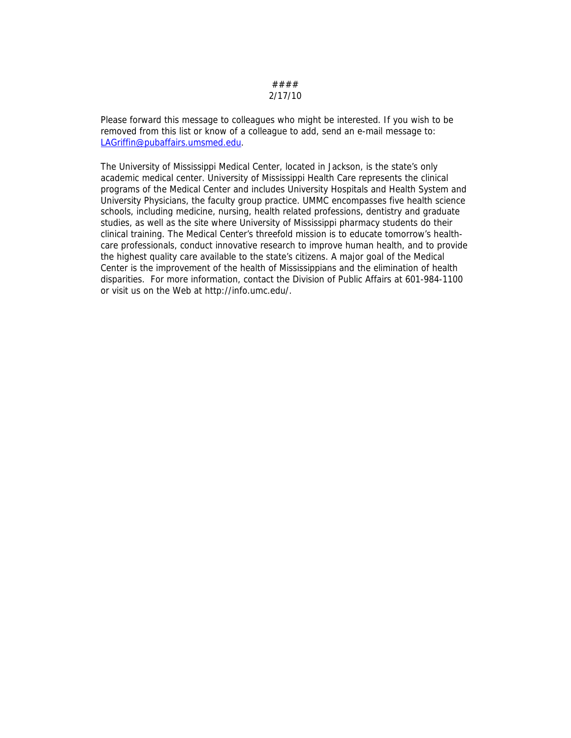####

2/17/10

Please forward this message to colleagues who might be interested. If you wish to be removed from this list or know of a colleague to add, send an e-mail message to: LAGriffin@pubaffairs.umsmed.edu.

The University of Mississippi Medical Center, located in Jackson, is the state's only academic medical center. University of Mississippi Health Care represents the clinical programs of the Medical Center and includes University Hospitals and Health System and University Physicians, the faculty group practice. UMMC encompasses five health science schools, including medicine, nursing, health related professions, dentistry and graduate studies, as well as the site where University of Mississippi pharmacy students do their clinical training. The Medical Center's threefold mission is to educate tomorrow's health-care professionals, conduct innovative research to improve human health, and to provide the highest quality care available to the state's citizens. A major goal of the Medical Center is the improvement of the health of Mississippians and the elimination of health disparities. For more information, contact the Division of Public Affairs at 601-984-1100 or visit us on the Web at http://info.umc.edu/.